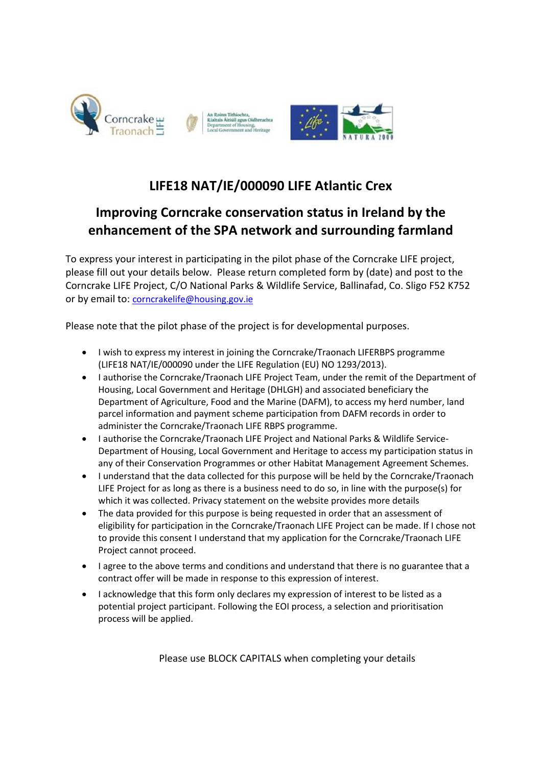## LIFE18 NAT/IE/000090 LIFE Atlantic Crex

## Improving Corncrake conservation status in Ireland by the enhancement of the SPA network and surrounding farmland

To express your interest in participating in the pilot phase of the Corncrake LIFE project, please fill out your details below. Please return completed form by (date) and post to the Corncrake LIFE Project, C/O National Parks & Wildlife Service, Ballinafad, Co. Sligo F52 K752 or by email to: corncrakelife@housing.gov.ie

Please note that the pilot phase of the project is for developmental purposes.

- I wish to express my interest in joining the Corncrake/Traonach LIFERBPS programme (LIFE18 NAT/IE/000090 under the LIFE Regulation (EU) NO 1293/2013).
- I authorise the Corncrake/Traonach LIFE Project Team, under the remit of the Department of Housing, Local Government and Heritage (DHLGH) and associated beneficiary the Department of Agriculture, Food and the Marine (DAFM), to access my herd number, land parcel information and payment scheme participation from DAFM records in order to administer the Corncrake/Traonach LIFE RBPS programme.
- I authorise the Corncrake/Traonach LIFE Project and National Parks & Wildlife Service-Department of Housing, Local Government and Heritage to access my participation status in any of their Conservation Programmes or other Habitat Management Agreement Schemes.
- I understand that the data collected for this purpose will be held by the Corncrake/Traonach LIFE Project for as long as there is a business need to do so, in line with the purpose(s) for which it was collected. Privacy statement on the website provides more details
- The data provided for this purpose is being requested in order that an assessment of eligibility for participation in the Corncrake/Traonach LIFE Project can be made. If I chose not to provide this consent I understand that my application for the Corncrake/Traonach LIFE Project cannot proceed.
- I agree to the above terms and conditions and understand that there is no guarantee that a contract offer will be made in response to this expression of interest.
- I acknowledge that this form only declares my expression of interest to be listed as a potential project participant. Following the EOI process, a selection and prioritisation process will be applied.

Please use BLOCK CAPITALS when completing your details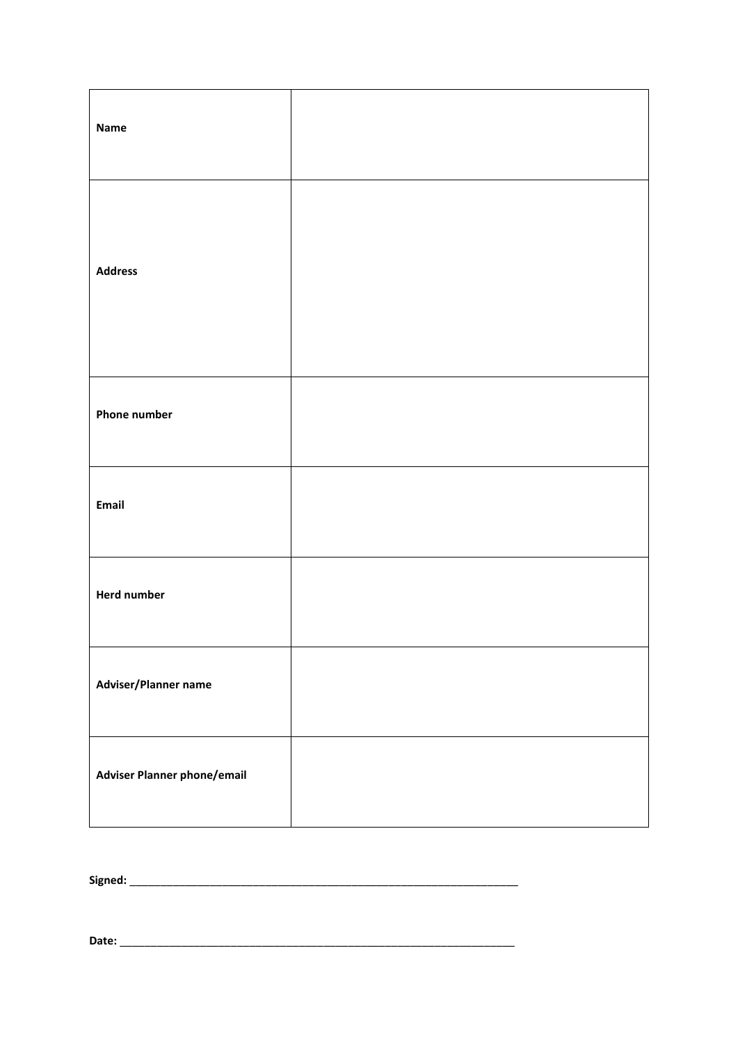| | |
|---|---|
| **Name** | |
| **Address** | |
| **Phone number** | |
| **Email** | |
| **Herd number** | |
| **Adviser/Planner name** | |
| **Adviser Planner phone/email** | |

**Signed:** ___________________________________________________________________

**Date:** ____________________________________________________________________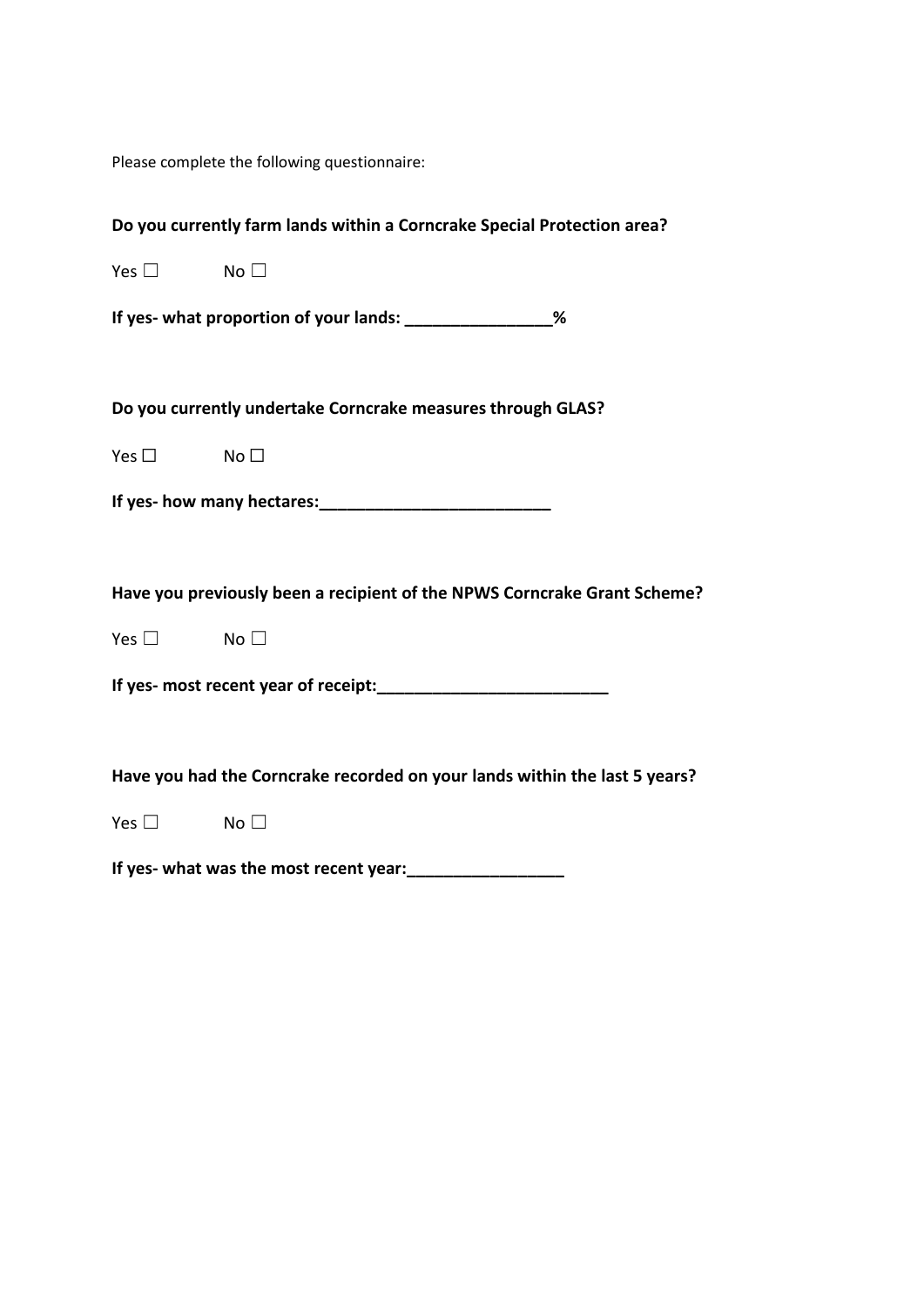Please complete the following questionnaire:

**Do you currently farm lands within a Corncrake Special Protection area?**

Yes ☐ No ☐

**If yes- what proportion of your lands: ________________%**

**Do you currently undertake Corncrake measures through GLAS?**

Yes ☐ No ☐

**If yes- how many hectares:_________________________**

**Have you previously been a recipient of the NPWS Corncrake Grant Scheme?**

Yes ☐ No ☐

**If yes- most recent year of receipt:_________________________**

**Have you had the Corncrake recorded on your lands within the last 5 years?**

Yes ☐ No ☐

**If yes- what was the most recent year:_________________**